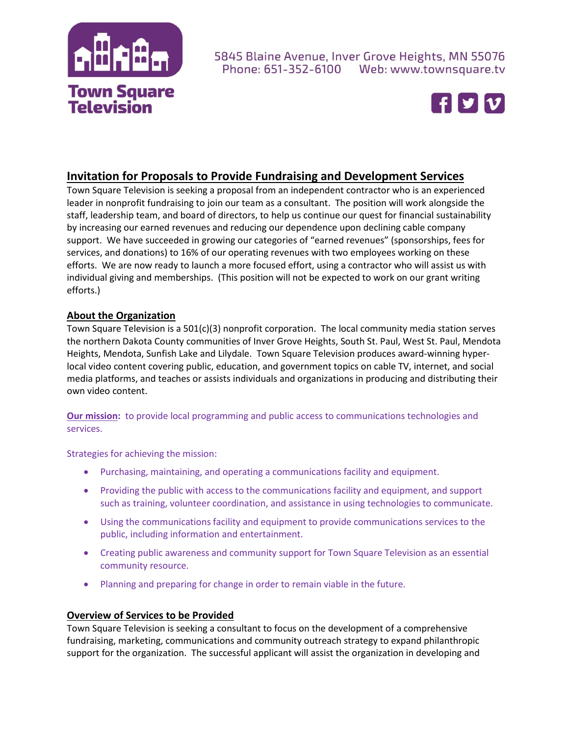**Town Square Television**

5845 Blaine Avenue, Inver Grove Heights, MN 55076
Phone: 651-352-6100 Web: www.townsquare.tv

## Invitation for Proposals to Provide Fundraising and Development Services

Town Square Television is seeking a proposal from an independent contractor who is an experienced leader in nonprofit fundraising to join our team as a consultant. The position will work alongside the staff, leadership team, and board of directors, to help us continue our quest for financial sustainability by increasing our earned revenues and reducing our dependence upon declining cable company support. We have succeeded in growing our categories of "earned revenues" (sponsorships, fees for services, and donations) to 16% of our operating revenues with two employees working on these efforts. We are now ready to launch a more focused effort, using a contractor who will assist us with individual giving and memberships. (This position will not be expected to work on our grant writing efforts.)

### About the Organization

Town Square Television is a 501(c)(3) nonprofit corporation. The local community media station serves the northern Dakota County communities of Inver Grove Heights, South St. Paul, West St. Paul, Mendota Heights, Mendota, Sunfish Lake and Lilydale. Town Square Television produces award-winning hyper-local video content covering public, education, and government topics on cable TV, internet, and social media platforms, and teaches or assists individuals and organizations in producing and distributing their own video content.

**Our mission:** to provide local programming and public access to communications technologies and services.

Strategies for achieving the mission:

- Purchasing, maintaining, and operating a communications facility and equipment.
- Providing the public with access to the communications facility and equipment, and support such as training, volunteer coordination, and assistance in using technologies to communicate.
- Using the communications facility and equipment to provide communications services to the public, including information and entertainment.
- Creating public awareness and community support for Town Square Television as an essential community resource.
- Planning and preparing for change in order to remain viable in the future.

### Overview of Services to be Provided

Town Square Television is seeking a consultant to focus on the development of a comprehensive fundraising, marketing, communications and community outreach strategy to expand philanthropic support for the organization. The successful applicant will assist the organization in developing and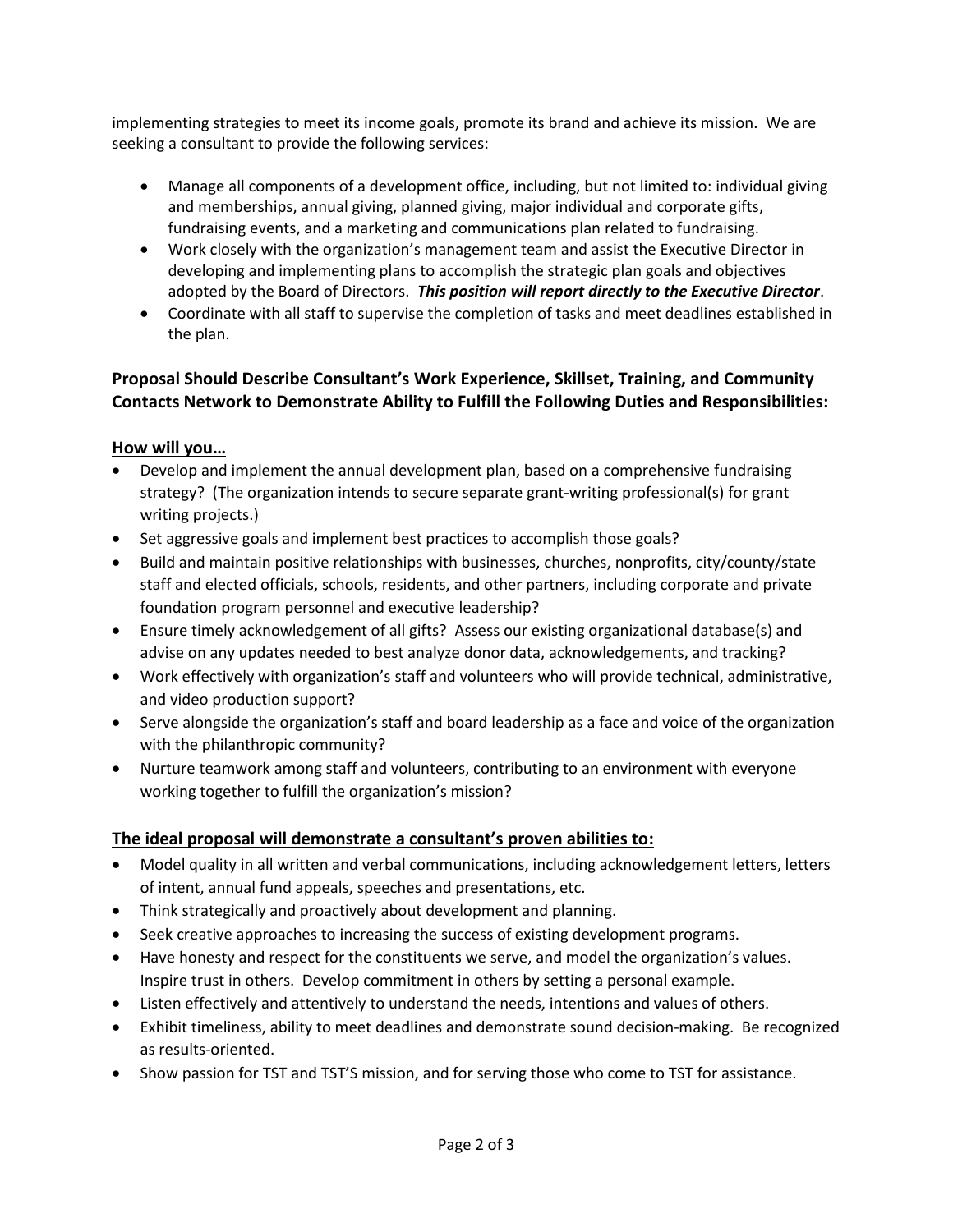implementing strategies to meet its income goals, promote its brand and achieve its mission. We are seeking a consultant to provide the following services:

- Manage all components of a development office, including, but not limited to: individual giving and memberships, annual giving, planned giving, major individual and corporate gifts, fundraising events, and a marketing and communications plan related to fundraising.
- Work closely with the organization's management team and assist the Executive Director in developing and implementing plans to accomplish the strategic plan goals and objectives adopted by the Board of Directors. ***This position will report directly to the Executive Director***.
- Coordinate with all staff to supervise the completion of tasks and meet deadlines established in the plan.

## Proposal Should Describe Consultant's Work Experience, Skillset, Training, and Community Contacts Network to Demonstrate Ability to Fulfill the Following Duties and Responsibilities:

### How will you…

- Develop and implement the annual development plan, based on a comprehensive fundraising strategy? (The organization intends to secure separate grant-writing professional(s) for grant writing projects.)
- Set aggressive goals and implement best practices to accomplish those goals?
- Build and maintain positive relationships with businesses, churches, nonprofits, city/county/state staff and elected officials, schools, residents, and other partners, including corporate and private foundation program personnel and executive leadership?
- Ensure timely acknowledgement of all gifts? Assess our existing organizational database(s) and advise on any updates needed to best analyze donor data, acknowledgements, and tracking?
- Work effectively with organization's staff and volunteers who will provide technical, administrative, and video production support?
- Serve alongside the organization's staff and board leadership as a face and voice of the organization with the philanthropic community?
- Nurture teamwork among staff and volunteers, contributing to an environment with everyone working together to fulfill the organization's mission?

### The ideal proposal will demonstrate a consultant's proven abilities to:

- Model quality in all written and verbal communications, including acknowledgement letters, letters of intent, annual fund appeals, speeches and presentations, etc.
- Think strategically and proactively about development and planning.
- Seek creative approaches to increasing the success of existing development programs.
- Have honesty and respect for the constituents we serve, and model the organization's values. Inspire trust in others. Develop commitment in others by setting a personal example.
- Listen effectively and attentively to understand the needs, intentions and values of others.
- Exhibit timeliness, ability to meet deadlines and demonstrate sound decision-making. Be recognized as results-oriented.
- Show passion for TST and TST'S mission, and for serving those who come to TST for assistance.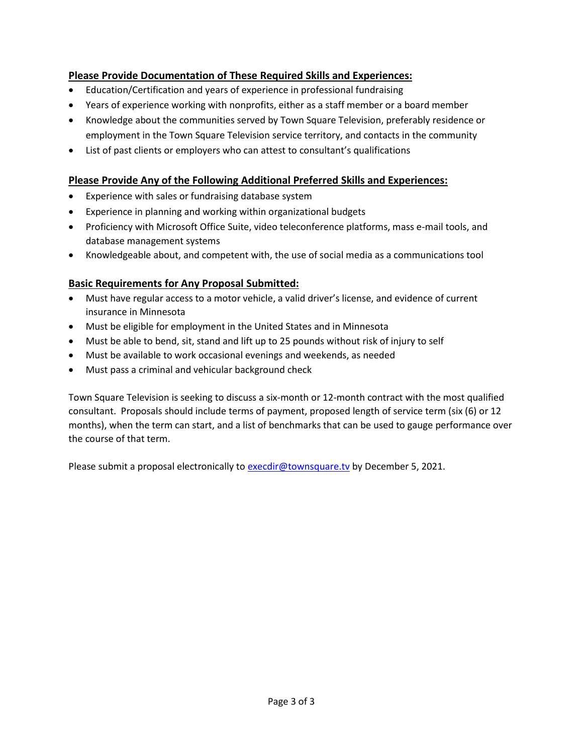**Please Provide Documentation of These Required Skills and Experiences:**

- Education/Certification and years of experience in professional fundraising
- Years of experience working with nonprofits, either as a staff member or a board member
- Knowledge about the communities served by Town Square Television, preferably residence or employment in the Town Square Television service territory, and contacts in the community
- List of past clients or employers who can attest to consultant's qualifications

**Please Provide Any of the Following Additional Preferred Skills and Experiences:**

- Experience with sales or fundraising database system
- Experience in planning and working within organizational budgets
- Proficiency with Microsoft Office Suite, video teleconference platforms, mass e-mail tools, and database management systems
- Knowledgeable about, and competent with, the use of social media as a communications tool

**Basic Requirements for Any Proposal Submitted:**

- Must have regular access to a motor vehicle, a valid driver's license, and evidence of current insurance in Minnesota
- Must be eligible for employment in the United States and in Minnesota
- Must be able to bend, sit, stand and lift up to 25 pounds without risk of injury to self
- Must be available to work occasional evenings and weekends, as needed
- Must pass a criminal and vehicular background check

Town Square Television is seeking to discuss a six-month or 12-month contract with the most qualified consultant. Proposals should include terms of payment, proposed length of service term (six (6) or 12 months), when the term can start, and a list of benchmarks that can be used to gauge performance over the course of that term.

Please submit a proposal electronically to execdir@townsquare.tv by December 5, 2021.